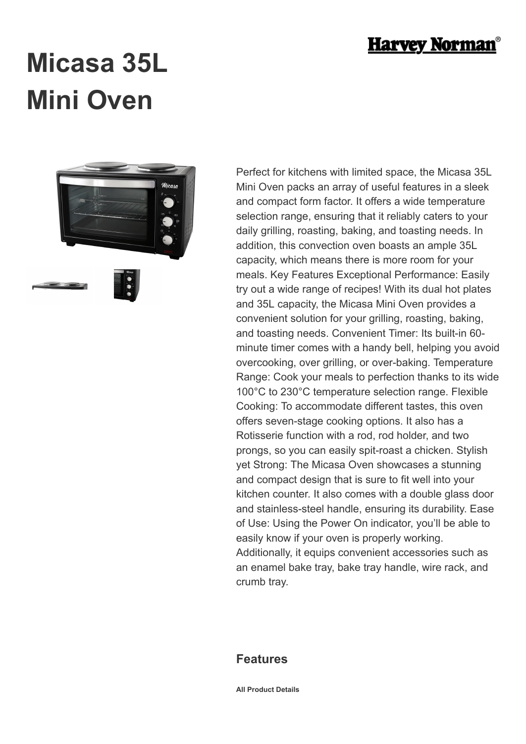# Micasa 35L Mini Oven

Perfect for kitchens with limited space, the Micasa 35L Mini Oven packs an array of useful features in a sleek and compact form factor. It offers a wide temperature selection range, ensuring that it reliably caters to your daily grilling, roasting, baking, and toasting needs. In addition, this convection oven boasts an ample 35L capacity, which means there is more room for your meals. Key Features Exceptional Performance: Easily try out a wide range of recipes! With its dual hot plates and 35L capacity, the Micasa Mini Oven provides a convenient solution for your grilling, roasting, baking, and toasting needs. Convenient Timer: Its built-in 60-minute timer comes with a handy bell, helping you avoid overcooking, over grilling, or over-baking. Temperature Range: Cook your meals to perfection thanks to its wide 100°C to 230°C temperature selection range. Flexible Cooking: To accommodate different tastes, this oven offers seven-stage cooking options. It also has a Rotisserie function with a rod, rod holder, and two prongs, so you can easily spit-roast a chicken. Stylish yet Strong: The Micasa Oven showcases a stunning and compact design that is sure to fit well into your kitchen counter. It also comes with a double glass door and stainless-steel handle, ensuring its durability. Ease of Use: Using the Power On indicator, you'll be able to easily know if your oven is properly working. Additionally, it equips convenient accessories such as an enamel bake tray, bake tray handle, wire rack, and crumb tray.

## Features

**All Product Details**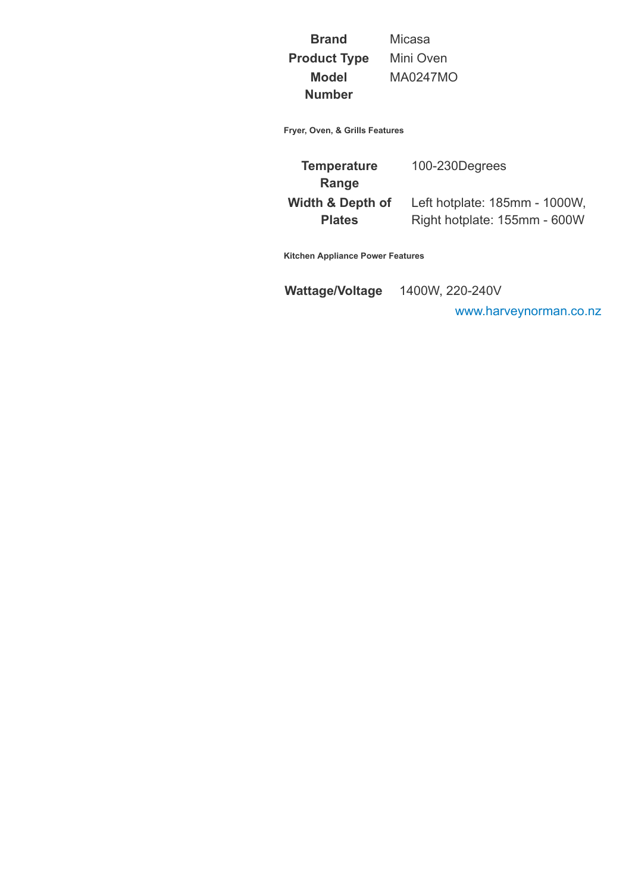| | |
|---|---|
| **Brand** | Micasa |
| **Product Type** | Mini Oven |
| **Model Number** | MA0247MO |

**Fryer, Oven, & Grills Features**

| | |
|---|---|
| **Temperature Range** | 100-230Degrees |
| **Width & Depth of Plates** | Left hotplate: 185mm - 1000W, Right hotplate: 155mm - 600W |

**Kitchen Appliance Power Features**

| | |
|---|---|
| **Wattage/Voltage** | 1400W, 220-240V |

www.harveynorman.co.nz